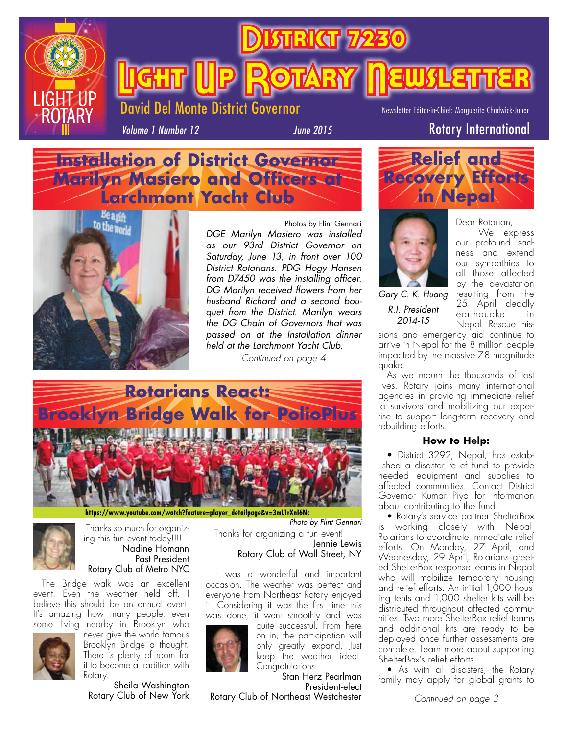# District 7230

# Light Up Rotary Newsletter

David Del Monte District Governor

Newsletter Editor-in-Chief: Marguerite Chadwick-Juner

*Volume 1 Number 12* *June 2015*

Rotary International

## Installation of District Governor Marilyn Masiero and Officers at Larchmont Yacht Club

Photos by Flint Gennari

*DGE Marilyn Masiero was installed as our 93rd District Governor on Saturday, June 13, in front over 100 District Rotarians. PDG Hogy Hansen from D7450 was the installing officer. DG Marilyn received flowers from her husband Richard and a second bouquet from the District. Marilyn wears the DG Chain of Governors that was passed on at the Installation dinner held at the Larchmont Yacht Club.*

*Continued on page 4*

## Rotarians React: Brooklyn Bridge Walk for PolioPlus

**https://www.youtube.com/watch?feature=player_detailpage&v=3mL1rXnI6Nc**

*Photo by Flint Gennari*

Thanks so much for organizing this fun event today!!!!

Nadine Homann
Past President
Rotary Club of Metro NYC

The Bridge walk was an excellent event. Even the weather held off. I believe this should be an annual event. It's amazing how many people, even some living nearby in Brooklyn who never give the world famous Brooklyn Bridge a thought. There is plenty of room for it to become a tradition with Rotary.

Sheila Washington
Rotary Club of New York

Thanks for organizing a fun event!

Jennie Lewis
Rotary Club of Wall Street, NY

It was a wonderful and important occasion. The weather was perfect and everyone from Northeast Rotary enjoyed it. Considering it was the first time this was done, it went smoothly and was quite successful. From here on in, the participation will only greatly expand. Just keep the weather ideal. Congratulations!

Stan Herz Pearlman
President-elect
Rotary Club of Northeast Westchester

## Relief and Recovery Efforts in Nepal

*Gary C. K. Huang*
*R.I. President 2014-15*

Dear Rotarian,

We express our profound sadness and extend our sympathies to all those affected by the devastation resulting from the 25 April deadly earthquake in Nepal. Rescue missions and emergency aid continue to arrive in Nepal for the 8 million people impacted by the massive 7.8 magnitude quake.

As we mourn the thousands of lost lives, Rotary joins many international agencies in providing immediate relief to survivors and mobilizing our expertise to support long-term recovery and rebuilding efforts.

### How to Help:

- District 3292, Nepal, has established a disaster relief fund to provide needed equipment and supplies to affected communities. Contact District Governor Kumar Piya for information about contributing to the fund.
- Rotary's service partner ShelterBox is working closely with Nepali Rotarians to coordinate immediate relief efforts. On Monday, 27 April, and Wednesday, 29 April, Rotarians greeted ShelterBox response teams in Nepal who will mobilize temporary housing and relief efforts. An initial 1,000 housing tents and 1,000 shelter kits will be distributed throughout affected communities. Two more ShelterBox relief teams and additional kits are ready to be deployed once further assessments are complete. Learn more about supporting ShelterBox's relief efforts.
- As with all disasters, the Rotary family may apply for global grants to

*Continued on page 3*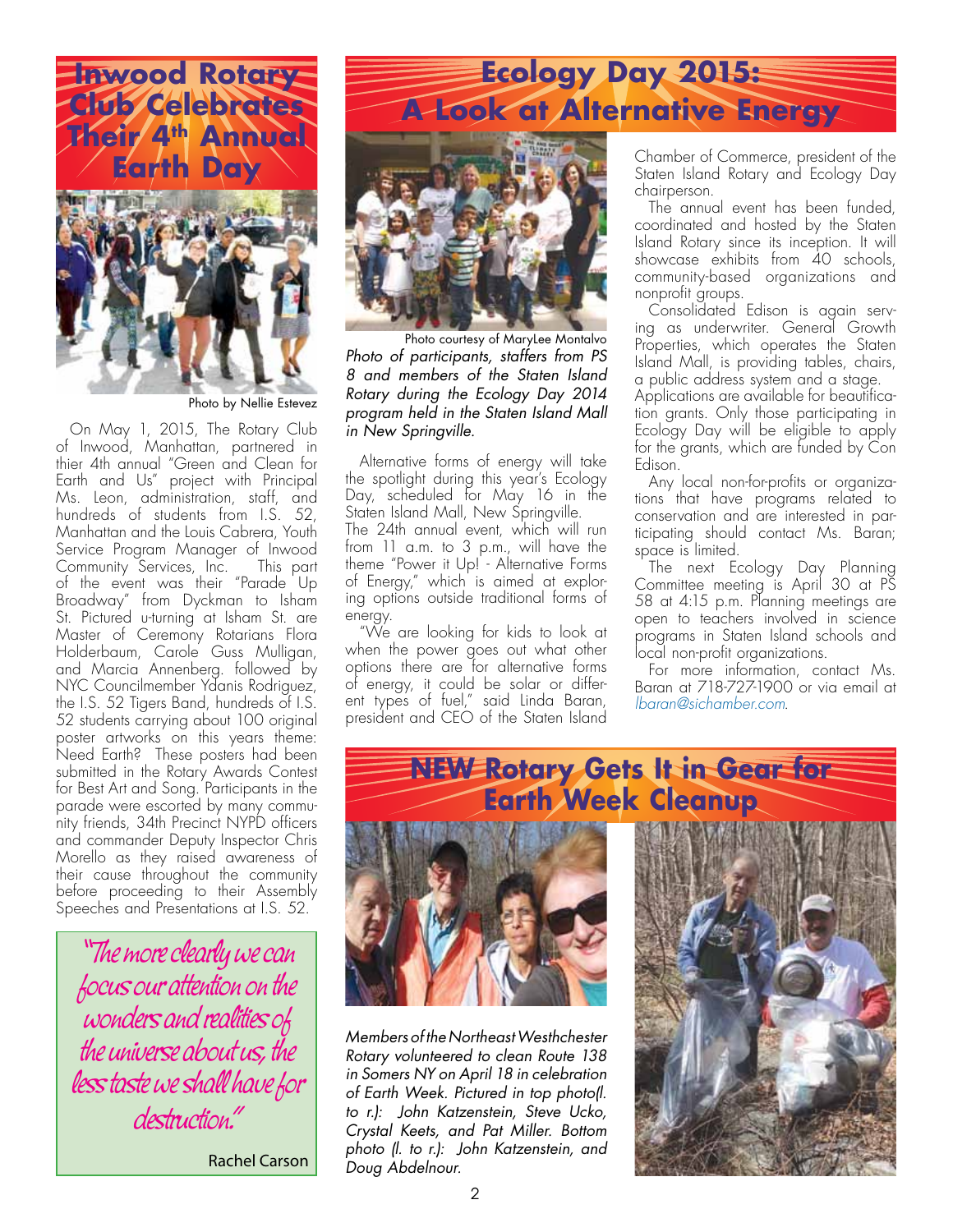# Inwood Rotary Club Celebrates Their 4th Annual Earth Day

Photo by Nellie Estevez

On May 1, 2015, The Rotary Club of Inwood, Manhattan, partnered in thier 4th annual "Green and Clean for Earth and Us" project with Principal Ms. Leon, administration, staff, and hundreds of students from I.S. 52, Manhattan and the Louis Cabrera, Youth Service Program Manager of Inwood Community Services, Inc. This part of the event was their "Parade Up Broadway" from Dyckman to Isham St. Pictured u-turning at Isham St. are Master of Ceremony Rotarians Flora Holderbaum, Carole Guss Mulligan, and Marcia Annenberg. followed by NYC Councilmember Ydanis Rodriguez, the I.S. 52 Tigers Band, hundreds of I.S. 52 students carrying about 100 original poster artworks on this years theme: Need Earth? These posters had been submitted in the Rotary Awards Contest for Best Art and Song. Participants in the parade were escorted by many community friends, 34th Precinct NYPD officers and commander Deputy Inspector Chris Morello as they raised awareness of their cause throughout the community before proceeding to their Assembly Speeches and Presentations at I.S. 52.

*"The more clearly we can focus our attention on the wonders and realities of the universe about us, the less taste we shall have for destruction."*

Rachel Carson

# Ecology Day 2015: A Look at Alternative Energy

Photo courtesy of MaryLee Montalvo

*Photo of participants, staffers from PS 8 and members of the Staten Island Rotary during the Ecology Day 2014 program held in the Staten Island Mall in New Springville.*

Alternative forms of energy will take the spotlight during this year's Ecology Day, scheduled for May 16 in the Staten Island Mall, New Springville.

The 24th annual event, which will run from 11 a.m. to 3 p.m., will have the theme "Power it Up! - Alternative Forms of Energy," which is aimed at exploring options outside traditional forms of energy.

"We are looking for kids to look at when the power goes out what other options there are for alternative forms of energy, it could be solar or different types of fuel," said Linda Baran, president and CEO of the Staten Island Chamber of Commerce, president of the Staten Island Rotary and Ecology Day chairperson.

The annual event has been funded, coordinated and hosted by the Staten Island Rotary since its inception. It will showcase exhibits from 40 schools, community-based organizations and nonprofit groups.

Consolidated Edison is again serving as underwriter. General Growth Properties, which operates the Staten Island Mall, is providing tables, chairs, a public address system and a stage.

Applications are available for beautification grants. Only those participating in Ecology Day will be eligible to apply for the grants, which are funded by Con Edison.

Any local non-for-profits or organizations that have programs related to conservation and are interested in participating should contact Ms. Baran; space is limited.

The next Ecology Day Planning Committee meeting is April 30 at PS 58 at 4:15 p.m. Planning meetings are open to teachers involved in science programs in Staten Island schools and local non-profit organizations.

For more information, contact Ms. Baran at 718-727-1900 or via email at lbaran@sichamber.com.

# NEW Rotary Gets It in Gear for Earth Week Cleanup

*Members of the Northeast Westhchester Rotary volunteered to clean Route 138 in Somers NY on April 18 in celebration of Earth Week. Pictured in top photo(l. to r.): John Katzenstein, Steve Ucko, Crystal Keets, and Pat Miller. Bottom photo (l. to r.): John Katzenstein, and Doug Abdelnour.*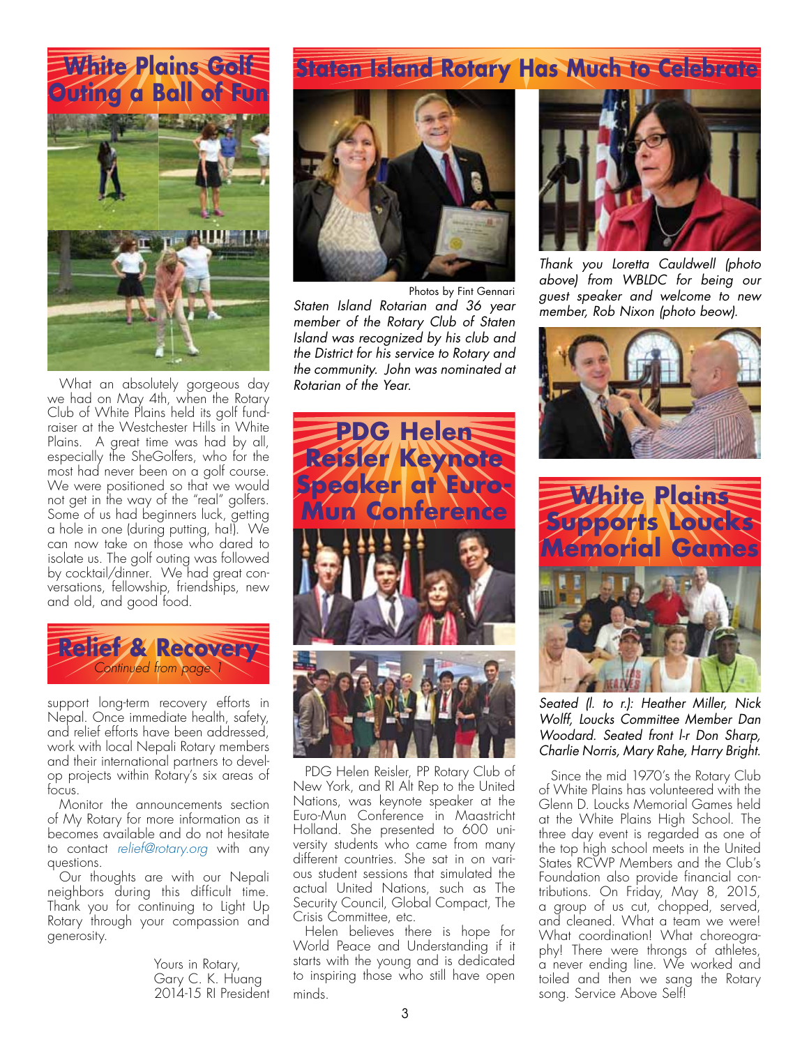## White Plains Golf Outing a Ball of Fun

What an absolutely gorgeous day we had on May 4th, when the Rotary Club of White Plains held its golf fundraiser at the Westchester Hills in White Plains. A great time was had by all, especially the SheGolfers, who for the most had never been on a golf course. We were positioned so that we would not get in the way of the "real" golfers. Some of us had beginners luck, getting a hole in one (during putting, ha!). We can now take on those who dared to isolate us. The golf outing was followed by cocktail/dinner. We had great conversations, fellowship, friendships, new and old, and good food.

## Relief & Recovery

*Continued from page 1*

support long-term recovery efforts in Nepal. Once immediate health, safety, and relief efforts have been addressed, work with local Nepali Rotary members and their international partners to develop projects within Rotary's six areas of focus.

Monitor the announcements section of My Rotary for more information as it becomes available and do not hesitate to contact *relief@rotary.org* with any questions.

Our thoughts are with our Nepali neighbors during this difficult time. Thank you for continuing to Light Up Rotary through your compassion and generosity.

Yours in Rotary,
Gary C. K. Huang
2014-15 RI President

## Staten Island Rotary Has Much to Celebrate

Photos by Fint Gennari

*Staten Island Rotarian and 36 year member of the Rotary Club of Staten Island was recognized by his club and the District for his service to Rotary and the community. John was nominated at Rotarian of the Year.*

*Thank you Loretta Cauldwell (photo above) from WBLDC for being our guest speaker and welcome to new member, Rob Nixon (photo beow).*

## PDG Helen Reisler Keynote Speaker at Euro-Mun Conference

PDG Helen Reisler, PP Rotary Club of New York, and RI Alt Rep to the United Nations, was keynote speaker at the Euro-Mun Conference in Maastricht Holland. She presented to 600 university students who came from many different countries. She sat in on various student sessions that simulated the actual United Nations, such as The Security Council, Global Compact, The Crisis Committee, etc.

Helen believes there is hope for World Peace and Understanding if it starts with the young and is dedicated to inspiring those who still have open minds.

## White Plains Supports Loucks Memorial Games

*Seated (l. to r.): Heather Miller, Nick Wolff, Loucks Committee Member Dan Woodard. Seated front l-r Don Sharp, Charlie Norris, Mary Rahe, Harry Bright.*

Since the mid 1970's the Rotary Club of White Plains has volunteered with the Glenn D. Loucks Memorial Games held at the White Plains High School. The three day event is regarded as one of the top high school meets in the United States RCWP Members and the Club's Foundation also provide financial contributions. On Friday, May 8, 2015, a group of us cut, chopped, served, and cleaned. What a team we were! What coordination! What choreography! There were throngs of athletes, a never ending line. We worked and toiled and then we sang the Rotary song. Service Above Self!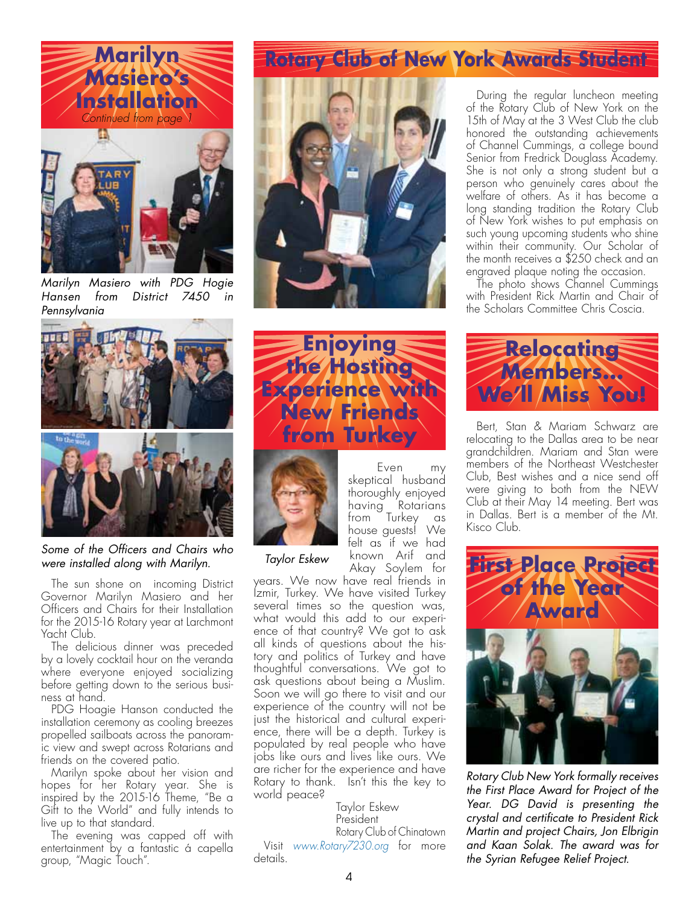# Marilyn Masiero's Installation

*Continued from page 1*

*Marilyn Masiero with PDG Hogie Hansen from District 7450 in Pennsylvania*

*Some of the Officers and Chairs who were installed along with Marilyn.*

The sun shone on incoming District Governor Marilyn Masiero and her Officers and Chairs for their Installation for the 2015-16 Rotary year at Larchmont Yacht Club.

The delicious dinner was preceded by a lovely cocktail hour on the veranda where everyone enjoyed socializing before getting down to the serious business at hand.

PDG Hoagie Hanson conducted the installation ceremony as cooling breezes propelled sailboats across the panoramic view and swept across Rotarians and friends on the covered patio.

Marilyn spoke about her vision and hopes for her Rotary year. She is inspired by the 2015-16 Theme, "Be a Gift to the World" and fully intends to live up to that standard.

The evening was capped off with entertainment by a fantastic á capella group, "Magic Touch".

# Rotary Club of New York Awards Student

During the regular luncheon meeting of the Rotary Club of New York on the 15th of May at the 3 West Club the club honored the outstanding achievements of Channel Cummings, a college bound Senior from Fredrick Douglass Academy. She is not only a strong student but a person who genuinely cares about the welfare of others. As it has become a long standing tradition the Rotary Club of New York wishes to put emphasis on such young upcoming students who shine within their community. Our Scholar of the month receives a $250 check and an engraved plaque noting the occasion.

The photo shows Channel Cummings with President Rick Martin and Chair of the Scholars Committee Chris Coscia.

# Enjoying the Hosting Experience with New Friends from Turkey

*Taylor Eskew*

Even my skeptical husband thoroughly enjoyed having Rotarians from Turkey as house guests! We felt as if we had known Arif and Akay Soylem for years. We now have real friends in Izmir, Turkey. We have visited Turkey several times so the question was, what would this add to our experience of that country? We got to ask all kinds of questions about the history and politics of Turkey and have thoughtful conversations. We got to ask questions about being a Muslim. Soon we will go there to visit and our experience of the country will not be just the historical and cultural experience, there will be a depth. Turkey is populated by real people who have jobs like ours and lives like ours. We are richer for the experience and have Rotary to thank. Isn't this the key to world peace?

Taylor Eskew
President
Rotary Club of Chinatown

Visit *www.Rotary7230.org* for more details.

# Relocating Members... We'll Miss You!

Bert, Stan & Mariam Schwarz are relocating to the Dallas area to be near grandchildren. Mariam and Stan were members of the Northeast Westchester Club, Best wishes and a nice send off were giving to both from the NEW Club at their May 14 meeting. Bert was in Dallas. Bert is a member of the Mt. Kisco Club.

# First Place Project of the Year Award

*Rotary Club New York formally receives the First Place Award for Project of the Year. DG David is presenting the crystal and certificate to President Rick Martin and project Chairs, Jon Elbrigin and Kaan Solak. The award was for the Syrian Refugee Relief Project.*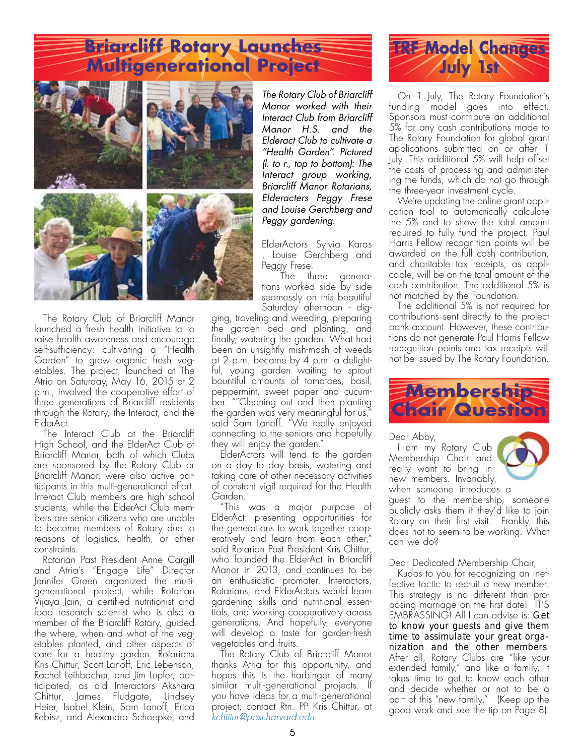# Briarcliff Rotary Launches Multigenerational Project

*The Rotary Club of Briarcliff Manor worked with their Interact Club from Briarcliff Manor H.S. and the Elderact Club to cultivate a "Health Garden". Pictured (l. to r., top to bottom): The Interact group working, Briarcliff Manor Rotarians, Elderacters Peggy Frese and Louise Gerchberg and Peggy gardening.*

The Rotary Club of Briarcliff Manor launched a fresh health initiative to to raise health awareness and encourage self-sufficiency: cultivating a "Health Garden" to grow organic fresh vegetables. The project, launched at The Atria on Saturday, May 16, 2015 at 2 p.m., involved the cooperative effort of three generations of Briarcliff residents through the Rotary, the Interact, and the ElderAct.

The Interact Club at the Briarcliff High School, and the ElderAct Club of Briarcliff Manor, both of which Clubs are sponsored by the Rotary Club or Briarcliff Manor, were also active participants in this multi-generational effort. Interact Club members are high school students, while the ElderAct Club members are senior citizens who are unable to become members of Rotary due to reasons of logistics, health, or other constraints.

Rotarian Past President Anne Cargill and Atria's "Engage Life" Director Jennifer Green organized the multi-generational project, while Rotarian Vijaya Jain, a certified nutritionist and food research scientist who is also a member of the Briarcliff Rotary, guided the where, when and what of the vegetables planted, and other aspects of care for a healthy garden. Rotarians Kris Chittur, Scott Lanoff, Eric Lebenson, Rachel Leihbacher, and Jim Lupfer, participated, as did Interactors Akshara Chittur, James Fludgate, Lindsey Heier, Isabel Klein, Sam Lanoff, Erica Rebisz, and Alexandra Schoepke, and ElderActors Sylvia Karas , Louise Gerchberg and Peggy Frese.

The three generations worked side by side seamessly on this beautiful Saturday afternoon - digging, troveling and weeding, preparing the garden bed and planting, and finally, watering the garden. What had been an unsightly mish-mash of weeds at 2 p.m. became by 4 p.m. a delightful, young garden waiting to sprout bountiful amounts of tomatoes, basil, peppermint, sweet paper and cucumber. ""Cleaning out and then planting the garden was very meaningful for us," said Sam Lanoff. "We really enjoyed connecting to the seniors and hopefully they will enjoy the garden."

ElderActors will tend to the garden on a day to day basis, watering and taking care of other necessary activities of constant vigil required for the Health Garden.

"This was a major purpose of ElderAct: presenting opportunities for the generations to work together cooperatively and learn from each other," said Rotarian Past President Kris Chittur, who founded the ElderAct in Briarcliff Manor in 2013, and continues to be an enthusiastic promoter. Interactors, Rotarians, and ElderActors would learn gardening skills and nutritional essentials, and working cooperatively across generations. And hopefully, everyone will develop a taste for garden-fresh vegetables and fruits.

The Rotary Club of Briarcliff Manor thanks Atria for this opportunity, and hopes this is the harbinger of many similar multi-generational projects. If you have ideas for a multi-generational project, contact Rtn. PP Kris Chittur, at kchittur@post.harvard.edu.

# TRF Model Changes July 1st

On 1 July, The Rotary Foundation's funding model goes into effect. Sponsors must contribute an additional 5% for any cash contributions made to The Rotary Foundation for global grant applications submitted on or after 1 July. This additional 5% will help offset the costs of processing and administering the funds, which do not go through the three-year investment cycle.

We're updating the online grant application tool to automatically calculate the 5% and to show the total amount required to fully fund the project. Paul Harris Fellow recognition points will be awarded on the full cash contribution, and charitable tax receipts, as applicable, will be on the total amount of the cash contribution. The additional 5% is not matched by the Foundation.

The additional 5% is not required for contributions sent directly to the project bank account. However, these contributions do not generate Paul Harris Fellow recognition points and tax receipts will not be issued by The Rotary Foundation.

# Membership Chair Question

Dear Abby,

I am my Rotary Club Membership Chair and really want to bring in new members. Invariably, when someone introduces a guest to the membership, someone publicly asks them if they'd like to join Rotary on their first visit. Frankly, this does not to seem to be working. What can we do?

Dear Dedicated Membership Chair,

Kudos to you for recognizing an ineffective tactic to recruit a new member. This strategy is no different than proposing marriage on the first date! IT'S EMBRASSING! All I can advise is: **Get to know your guests and give them time to assimulate your great organization and the other members**. After all, Rotary Clubs are "like your extended family," and like a family, it takes time to get to know each other and decide whether or not to be a part of this "new family." (Keep up the good work and see the tip on Page 8).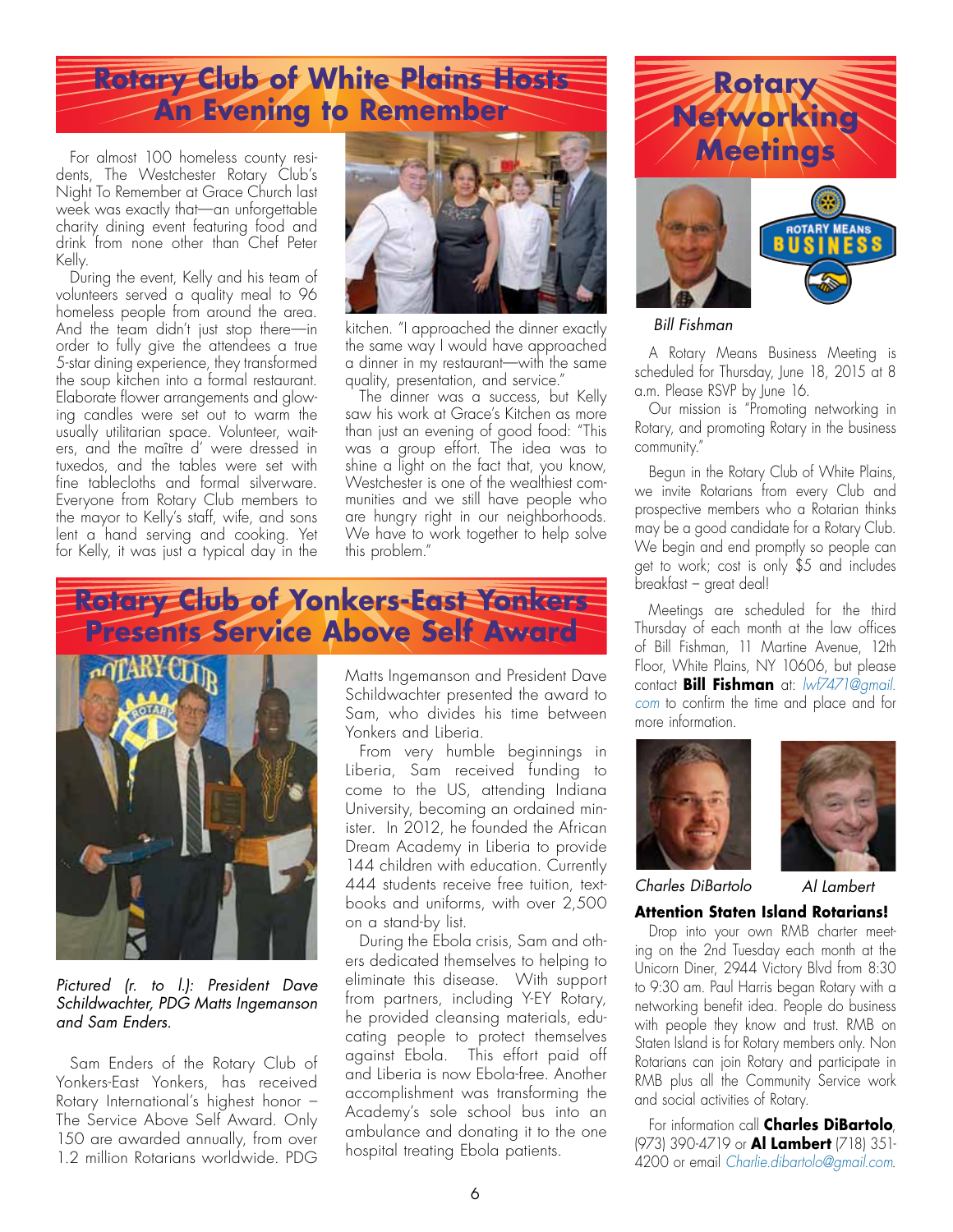# Rotary Club of White Plains Hosts An Evening to Remember

For almost 100 homeless county residents, The Westchester Rotary Club's Night To Remember at Grace Church last week was exactly that—an unforgettable charity dining event featuring food and drink from none other than Chef Peter Kelly.

During the event, Kelly and his team of volunteers served a quality meal to 96 homeless people from around the area. And the team didn't just stop there—in order to fully give the attendees a true 5-star dining experience, they transformed the soup kitchen into a formal restaurant. Elaborate flower arrangements and glowing candles were set out to warm the usually utilitarian space. Volunteer, waiters, and the maître d' were dressed in tuxedos, and the tables were set with fine tablecloths and formal silverware. Everyone from Rotary Club members to the mayor to Kelly's staff, wife, and sons lent a hand serving and cooking. Yet for Kelly, it was just a typical day in the kitchen. "I approached the dinner exactly the same way I would have approached a dinner in my restaurant—with the same quality, presentation, and service."

The dinner was a success, but Kelly saw his work at Grace's Kitchen as more than just an evening of good food: "This was a group effort. The idea was to shine a light on the fact that, you know, Westchester is one of the wealthiest communities and we still have people who are hungry right in our neighborhoods. We have to work together to help solve this problem."

# Rotary Club of Yonkers-East Yonkers Presents Service Above Self Award

*Pictured (r. to l.): President Dave Schildwachter, PDG Matts Ingemanson and Sam Enders.*

Sam Enders of the Rotary Club of Yonkers-East Yonkers, has received Rotary International's highest honor – The Service Above Self Award. Only 150 are awarded annually, from over 1.2 million Rotarians worldwide. PDG Matts Ingemanson and President Dave Schildwachter presented the award to Sam, who divides his time between Yonkers and Liberia.

From very humble beginnings in Liberia, Sam received funding to come to the US, attending Indiana University, becoming an ordained minister. In 2012, he founded the African Dream Academy in Liberia to provide 144 children with education. Currently 444 students receive free tuition, textbooks and uniforms, with over 2,500 on a stand-by list.

During the Ebola crisis, Sam and others dedicated themselves to helping to eliminate this disease. With support from partners, including Y-EY Rotary, he provided cleansing materials, educating people to protect themselves against Ebola. This effort paid off and Liberia is now Ebola-free. Another accomplishment was transforming the Academy's sole school bus into an ambulance and donating it to the one hospital treating Ebola patients.

# Rotary Networking Meetings

ROTARY MEANS BUSINESS

*Bill Fishman*

A Rotary Means Business Meeting is scheduled for Thursday, June 18, 2015 at 8 a.m. Please RSVP by June 16.

Our mission is "Promoting networking in Rotary, and promoting Rotary in the business community."

Begun in the Rotary Club of White Plains, we invite Rotarians from every Club and prospective members who a Rotarian thinks may be a good candidate for a Rotary Club. We begin and end promptly so people can get to work; cost is only $5 and includes breakfast – great deal!

Meetings are scheduled for the third Thursday of each month at the law offices of Bill Fishman, 11 Martine Avenue, 12th Floor, White Plains, NY 10606, but please contact **Bill Fishman** at: lwf7471@gmail.com to confirm the time and place and for more information.

*Charles DiBartolo* *Al Lambert*

**Attention Staten Island Rotarians!**

Drop into your own RMB charter meeting on the 2nd Tuesday each month at the Unicorn Diner, 2944 Victory Blvd from 8:30 to 9:30 am. Paul Harris began Rotary with a networking benefit idea. People do business with people they know and trust. RMB on Staten Island is for Rotary members only. Non Rotarians can join Rotary and participate in RMB plus all the Community Service work and social activities of Rotary.

For information call **Charles DiBartolo**, (973) 390-4719 or **Al Lambert** (718) 351-4200 or email Charlie.dibartolo@gmail.com.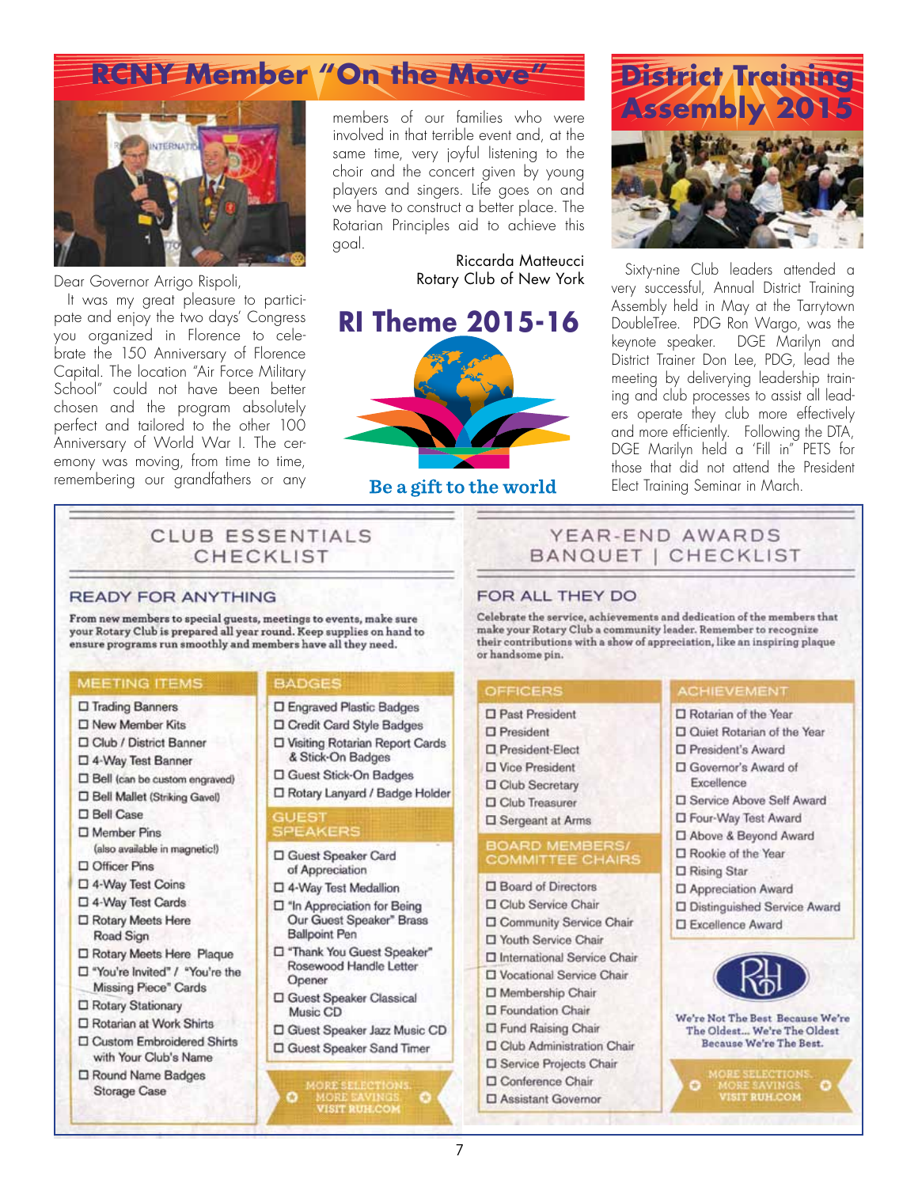# RCNY Member "On the Move"

Dear Governor Arrigo Rispoli,

It was my great pleasure to participate and enjoy the two days' Congress you organized in Florence to celebrate the 150 Anniversary of Florence Capital. The location "Air Force Military School" could not have been better chosen and the program absolutely perfect and tailored to the other 100 Anniversary of World War I. The ceremony was moving, from time to time, remembering our grandfathers or any members of our families who were involved in that terrible event and, at the same time, very joyful listening to the choir and the concert given by young players and singers. Life goes on and we have to construct a better place. The Rotarian Principles aid to achieve this goal.

Riccarda Matteucci
Rotary Club of New York

## RI Theme 2015-16

Be a gift to the world

# District Training Assembly 2015

Sixty-nine Club leaders attended a very successful, Annual District Training Assembly held in May at the Tarrytown DoubleTree. PDG Ron Wargo, was the keynote speaker. DGE Marilyn and District Trainer Don Lee, PDG, lead the meeting by delivering leadership training and club processes to assist all leaders operate they club more effectively and more efficiently. Following the DTA, DGE Marilyn held a 'Fill in" PETS for those that did not attend the President Elect Training Seminar in March.

## CLUB ESSENTIALS CHECKLIST

### READY FOR ANYTHING

**From new members to special guests, meetings to events, make sure your Rotary Club is prepared all year round. Keep supplies on hand to ensure programs run smoothly and members have all they need.**

#### MEETING ITEMS

- ☐ Trading Banners
- ☐ New Member Kits
- ☐ Club / District Banner
- ☐ 4-Way Test Banner
- ☐ Bell (can be custom engraved)
- ☐ Bell Mallet (Striking Gavel)
- ☐ Bell Case
- ☐ Member Pins (also available in magnetic!)
- ☐ Officer Pins
- ☐ 4-Way Test Coins
- ☐ 4-Way Test Cards
- ☐ Rotary Meets Here Road Sign
- ☐ Rotary Meets Here Plaque
- ☐ "You're Invited" / "You're the Missing Piece" Cards
- ☐ Rotary Stationary
- ☐ Rotarian at Work Shirts
- ☐ Custom Embroidered Shirts with Your Club's Name
- ☐ Round Name Badges Storage Case

#### BADGES

- ☐ Engraved Plastic Badges
- ☐ Credit Card Style Badges
- ☐ Visiting Rotarian Report Cards & Stick-On Badges
- ☐ Guest Stick-On Badges
- ☐ Rotary Lanyard / Badge Holder

#### GUEST SPEAKERS

- ☐ Guest Speaker Card of Appreciation
- ☐ 4-Way Test Medallion
- ☐ "In Appreciation for Being Our Guest Speaker" Brass Ballpoint Pen
- ☐ "Thank You Guest Speaker" Rosewood Handle Letter Opener
- ☐ Guest Speaker Classical Music CD
- ☐ Guest Speaker Jazz Music CD
- ☐ Guest Speaker Sand Timer

MORE SELECTIONS. MORE SAVINGS. VISIT RUH.COM

## YEAR-END AWARDS BANQUET | CHECKLIST

### FOR ALL THEY DO

**Celebrate the service, achievements and dedication of the members that make your Rotary Club a community leader. Remember to recognize their contributions with a show of appreciation, like an inspiring plaque or handsome pin.**

#### OFFICERS

- ☐ Past President
- ☐ President
- ☐ President-Elect
- ☐ Vice President
- ☐ Club Secretary
- ☐ Club Treasurer
- ☐ Sergeant at Arms

#### BOARD MEMBERS/ COMMITTEE CHAIRS

- ☐ Board of Directors
- ☐ Club Service Chair
- ☐ Community Service Chair
- ☐ Youth Service Chair
- ☐ International Service Chair
- ☐ Vocational Service Chair
- ☐ Membership Chair
- ☐ Foundation Chair
- ☐ Fund Raising Chair
- ☐ Club Administration Chair
- ☐ Service Projects Chair
- ☐ Conference Chair
- ☐ Assistant Governor

#### ACHIEVEMENT

- ☐ Rotarian of the Year
- ☐ Quiet Rotarian of the Year
- ☐ President's Award
- ☐ Governor's Award of Excellence
- ☐ Service Above Self Award
- ☐ Four-Way Test Award
- ☐ Above & Beyond Award
- ☐ Rookie of the Year
- ☐ Rising Star
- ☐ Appreciation Award
- ☐ Distinguished Service Award
- ☐ Excellence Award

We're Not The Best Because We're The Oldest... We're The Oldest Because We're The Best.

MORE SELECTIONS. MORE SAVINGS. VISIT RUH.COM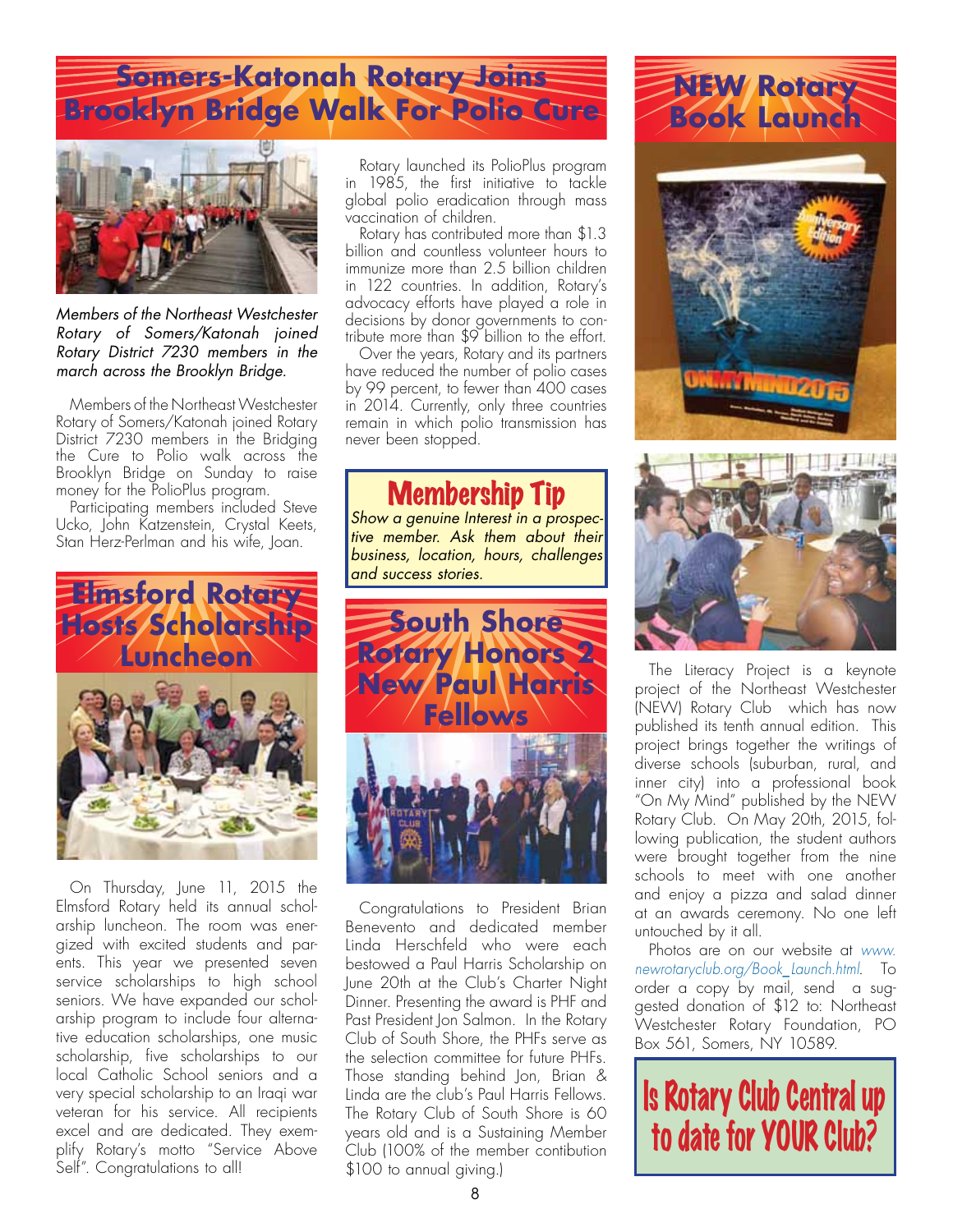## Somers-Katonah Rotary Joins Brooklyn Bridge Walk For Polio Cure

*Members of the Northeast Westchester Rotary of Somers/Katonah joined Rotary District 7230 members in the march across the Brooklyn Bridge.*

Members of the Northeast Westchester Rotary of Somers/Katonah joined Rotary District 7230 members in the Bridging the Cure to Polio walk across the Brooklyn Bridge on Sunday to raise money for the PolioPlus program.

Participating members included Steve Ucko, John Katzenstein, Crystal Keets, Stan Herz-Perlman and his wife, Joan.

Rotary launched its PolioPlus program in 1985, the first initiative to tackle global polio eradication through mass vaccination of children.

Rotary has contributed more than $1.3 billion and countless volunteer hours to immunize more than 2.5 billion children in 122 countries. In addition, Rotary's advocacy efforts have played a role in decisions by donor governments to contribute more than $9 billion to the effort.

Over the years, Rotary and its partners have reduced the number of polio cases by 99 percent, to fewer than 400 cases in 2014. Currently, only three countries remain in which polio transmission has never been stopped.

## Membership Tip

*Show a genuine Interest in a prospective member. Ask them about their business, location, hours, challenges and success stories.*

## Elmsford Rotary Hosts Scholarship Luncheon

On Thursday, June 11, 2015 the Elmsford Rotary held its annual scholarship luncheon. The room was energized with excited students and parents. This year we presented seven service scholarships to high school seniors. We have expanded our scholarship program to include four alternative education scholarships, one music scholarship, five scholarships to our local Catholic School seniors and a very special scholarship to an Iraqi war veteran for his service. All recipients excel and are dedicated. They exemplify Rotary's motto "Service Above Self". Congratulations to all!

## South Shore Rotary Honors 2 New Paul Harris Fellows

Congratulations to President Brian Benevento and dedicated member Linda Herschfeld who were each bestowed a Paul Harris Scholarship on June 20th at the Club's Charter Night Dinner. Presenting the award is PHF and Past President Jon Salmon. In the Rotary Club of South Shore, the PHFs serve as the selection committee for future PHFs. Those standing behind Jon, Brian & Linda are the club's Paul Harris Fellows. The Rotary Club of South Shore is 60 years old and is a Sustaining Member Club (100% of the member contibution $100 to annual giving.)

## NEW Rotary Book Launch

The Literacy Project is a keynote project of the Northeast Westchester (NEW) Rotary Club which has now published its tenth annual edition. This project brings together the writings of diverse schools (suburban, rural, and inner city) into a professional book "On My Mind" published by the NEW Rotary Club. On May 20th, 2015, following publication, the student authors were brought together from the nine schools to meet with one another and enjoy a pizza and salad dinner at an awards ceremony. No one left untouched by it all.

Photos are on our website at *www.newrotaryclub.org/Book_Launch.html*. To order a copy by mail, send a suggested donation of $12 to: Northeast Westchester Rotary Foundation, PO Box 561, Somers, NY 10589.

## Is Rotary Club Central up to date for YOUR Club?